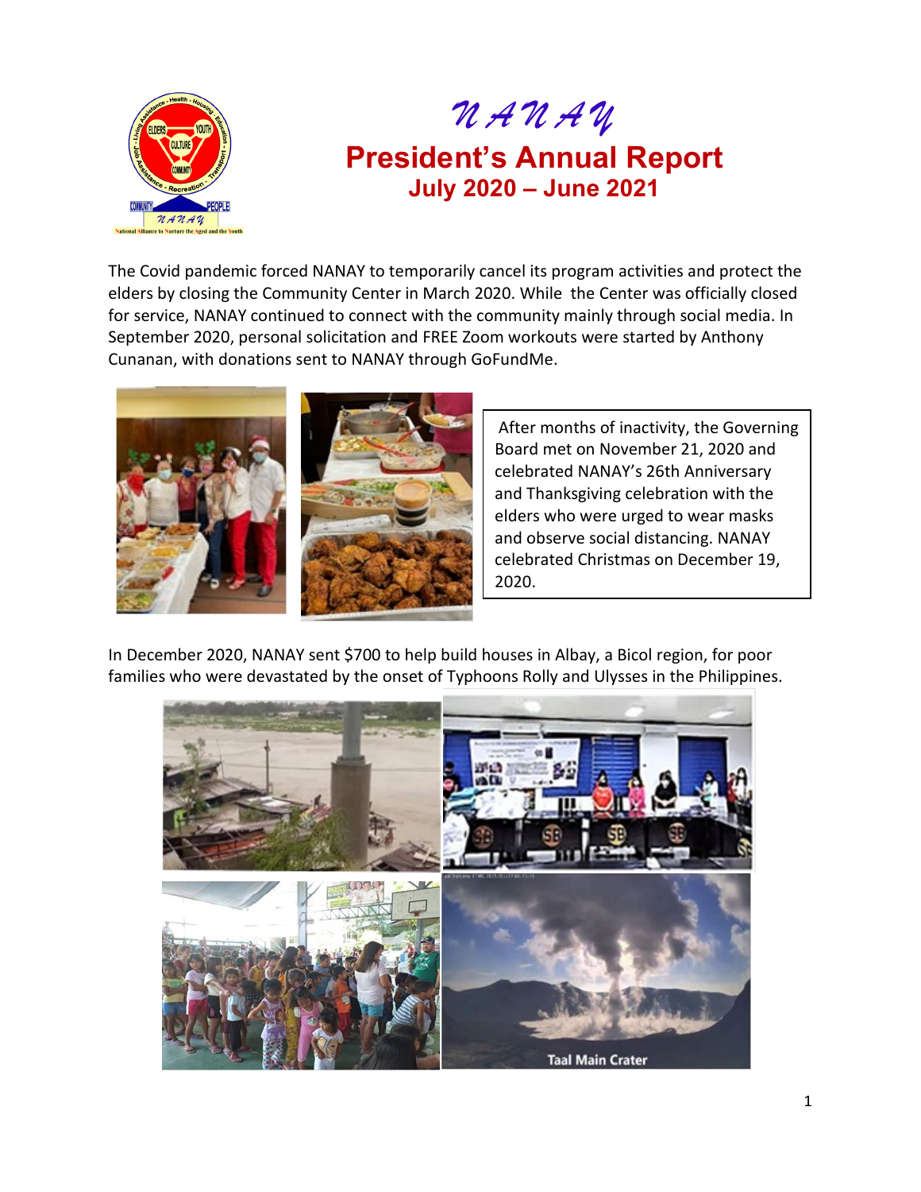# NANAY

## President's Annual Report

### July 2020 – June 2021

The Covid pandemic forced NANAY to temporarily cancel its program activities and protect the elders by closing the Community Center in March 2020. While the Center was officially closed for service, NANAY continued to connect with the community mainly through social media. In September 2020, personal solicitation and FREE Zoom workouts were started by Anthony Cunanan, with donations sent to NANAY through GoFundMe.

After months of inactivity, the Governing Board met on November 21, 2020 and celebrated NANAY's 26th Anniversary and Thanksgiving celebration with the elders who were urged to wear masks and observe social distancing. NANAY celebrated Christmas on December 19, 2020.

In December 2020, NANAY sent $700 to help build houses in Albay, a Bicol region, for poor families who were devastated by the onset of Typhoons Rolly and Ulysses in the Philippines.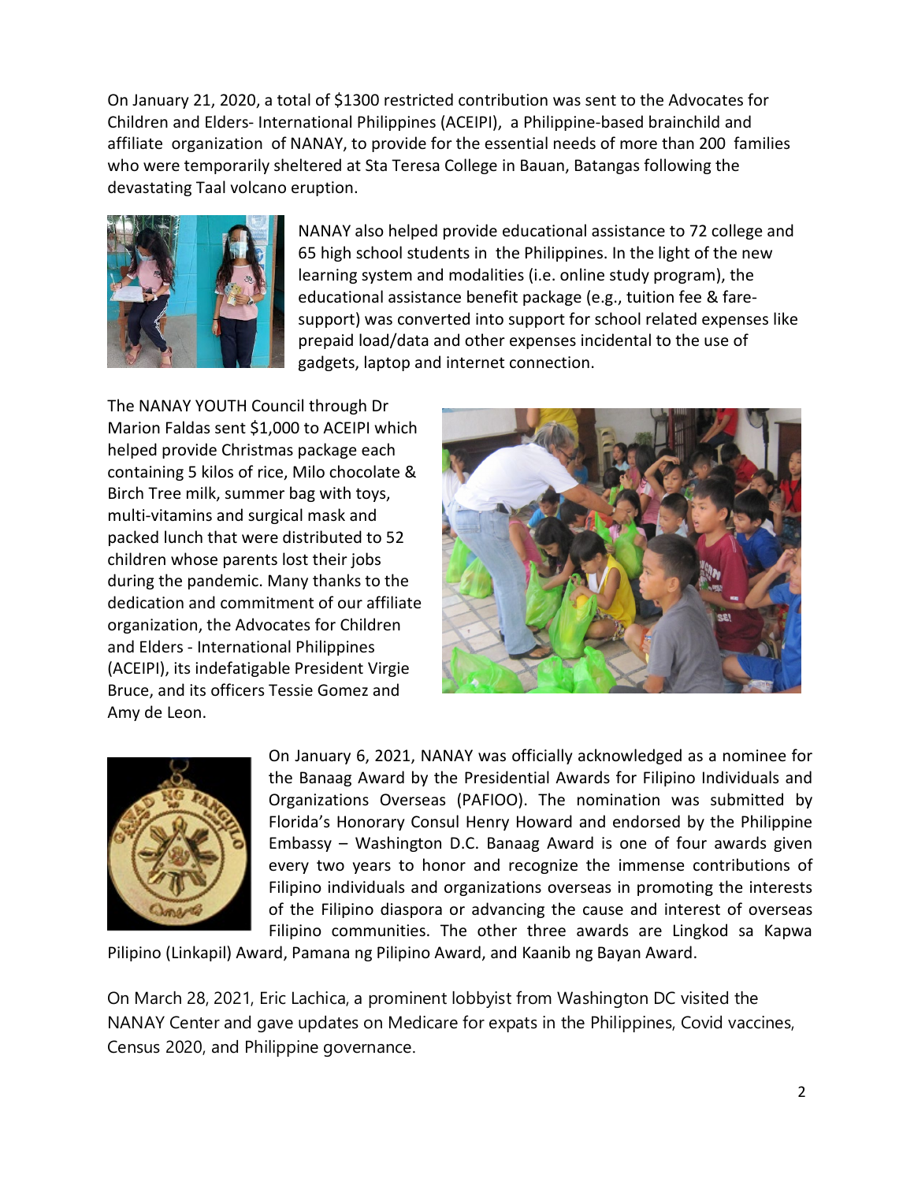On January 21, 2020, a total of $1300 restricted contribution was sent to the Advocates for Children and Elders- International Philippines (ACEIPI), a Philippine-based brainchild and affiliate organization of NANAY, to provide for the essential needs of more than 200 families who were temporarily sheltered at Sta Teresa College in Bauan, Batangas following the devastating Taal volcano eruption.

NANAY also helped provide educational assistance to 72 college and 65 high school students in the Philippines. In the light of the new learning system and modalities (i.e. online study program), the educational assistance benefit package (e.g., tuition fee & fare-support) was converted into support for school related expenses like prepaid load/data and other expenses incidental to the use of gadgets, laptop and internet connection.

The NANAY YOUTH Council through Dr Marion Faldas sent $1,000 to ACEIPI which helped provide Christmas package each containing 5 kilos of rice, Milo chocolate & Birch Tree milk, summer bag with toys, multi-vitamins and surgical mask and packed lunch that were distributed to 52 children whose parents lost their jobs during the pandemic. Many thanks to the dedication and commitment of our affiliate organization, the Advocates for Children and Elders - International Philippines (ACEIPI), its indefatigable President Virgie Bruce, and its officers Tessie Gomez and Amy de Leon.

On January 6, 2021, NANAY was officially acknowledged as a nominee for the Banaag Award by the Presidential Awards for Filipino Individuals and Organizations Overseas (PAFIOO). The nomination was submitted by Florida's Honorary Consul Henry Howard and endorsed by the Philippine Embassy – Washington D.C. Banaag Award is one of four awards given every two years to honor and recognize the immense contributions of Filipino individuals and organizations overseas in promoting the interests of the Filipino diaspora or advancing the cause and interest of overseas Filipino communities. The other three awards are Lingkod sa Kapwa Pilipino (Linkapil) Award, Pamana ng Pilipino Award, and Kaanib ng Bayan Award.

On March 28, 2021, Eric Lachica, a prominent lobbyist from Washington DC visited the NANAY Center and gave updates on Medicare for expats in the Philippines, Covid vaccines, Census 2020, and Philippine governance.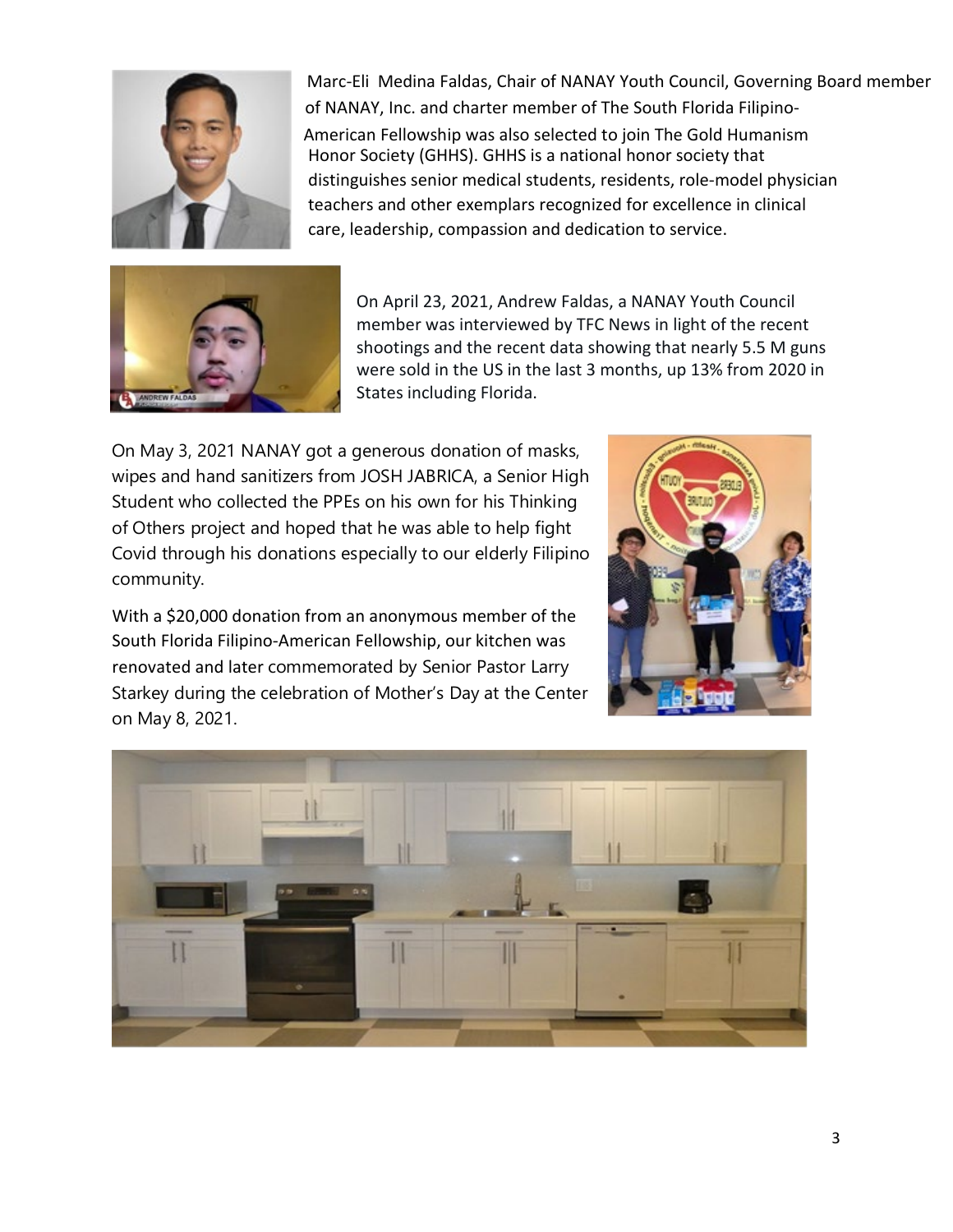Marc-Eli Medina Faldas, Chair of NANAY Youth Council, Governing Board member of NANAY, Inc. and charter member of The South Florida Filipino-American Fellowship was also selected to join The Gold Humanism Honor Society (GHHS). GHHS is a national honor society that distinguishes senior medical students, residents, role-model physician teachers and other exemplars recognized for excellence in clinical care, leadership, compassion and dedication to service.

On April 23, 2021, Andrew Faldas, a NANAY Youth Council member was interviewed by TFC News in light of the recent shootings and the recent data showing that nearly 5.5 M guns were sold in the US in the last 3 months, up 13% from 2020 in States including Florida.

On May 3, 2021 NANAY got a generous donation of masks, wipes and hand sanitizers from JOSH JABRICA, a Senior High Student who collected the PPEs on his own for his Thinking of Others project and hoped that he was able to help fight Covid through his donations especially to our elderly Filipino community.

With a $20,000 donation from an anonymous member of the South Florida Filipino-American Fellowship, our kitchen was renovated and later commemorated by Senior Pastor Larry Starkey during the celebration of Mother's Day at the Center on May 8, 2021.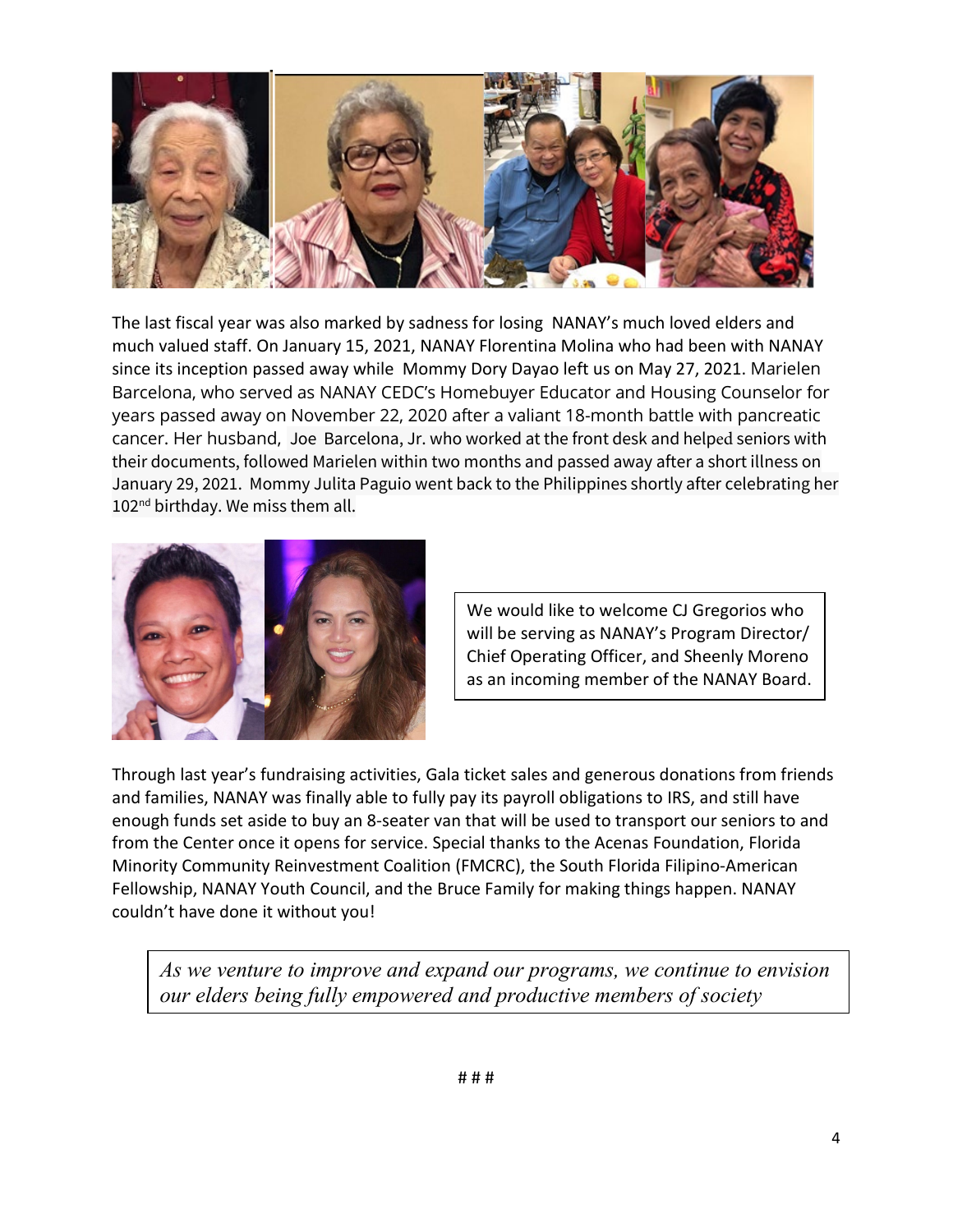The last fiscal year was also marked by sadness for losing NANAY's much loved elders and much valued staff. On January 15, 2021, NANAY Florentina Molina who had been with NANAY since its inception passed away while Mommy Dory Dayao left us on May 27, 2021. Marielen Barcelona, who served as NANAY CEDC's Homebuyer Educator and Housing Counselor for years passed away on November 22, 2020 after a valiant 18-month battle with pancreatic cancer. Her husband, Joe Barcelona, Jr. who worked at the front desk and helped seniors with their documents, followed Marielen within two months and passed away after a short illness on January 29, 2021. Mommy Julita Paguio went back to the Philippines shortly after celebrating her 102nd birthday. We miss them all.

We would like to welcome CJ Gregorios who will be serving as NANAY's Program Director/ Chief Operating Officer, and Sheenly Moreno as an incoming member of the NANAY Board.

Through last year's fundraising activities, Gala ticket sales and generous donations from friends and families, NANAY was finally able to fully pay its payroll obligations to IRS, and still have enough funds set aside to buy an 8-seater van that will be used to transport our seniors to and from the Center once it opens for service. Special thanks to the Acenas Foundation, Florida Minority Community Reinvestment Coalition (FMCRC), the South Florida Filipino-American Fellowship, NANAY Youth Council, and the Bruce Family for making things happen. NANAY couldn't have done it without you!

*As we venture to improve and expand our programs, we continue to envision our elders being fully empowered and productive members of society*

# # #